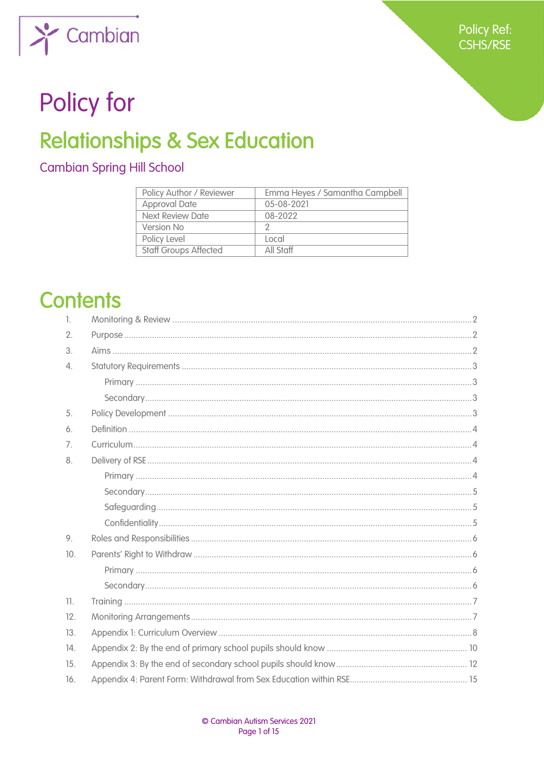Policy Ref: CSHS/RSE

# Policy for

# Relationships & Sex Education

## Cambian Spring Hill School

| | |
|---|---|
| Policy Author / Reviewer | Emma Heyes / Samantha Campbell |
| Approval Date | 05-08-2021 |
| Next Review Date | 08-2022 |
| Version No | 2 |
| Policy Level | Local |
| Staff Groups Affected | All Staff |

# Contents

1. Monitoring & Review ... 2
2. Purpose ... 2
3. Aims ... 2
4. Statutory Requirements ... 3
   - Primary ... 3
   - Secondary ... 3
5. Policy Development ... 3
6. Definition ... 4
7. Curriculum ... 4
8. Delivery of RSE ... 4
   - Primary ... 4
   - Secondary ... 5
   - Safeguarding ... 5
   - Confidentiality ... 5
9. Roles and Responsibilities ... 6
10. Parents' Right to Withdraw ... 6
    - Primary ... 6
    - Secondary ... 6
11. Training ... 7
12. Monitoring Arrangements ... 7
13. Appendix 1: Curriculum Overview ... 8
14. Appendix 2: By the end of primary school pupils should know ... 10
15. Appendix 3: By the end of secondary school pupils should know ... 12
16. Appendix 4: Parent Form: Withdrawal from Sex Education within RSE ... 15

© Cambian Autism Services 2021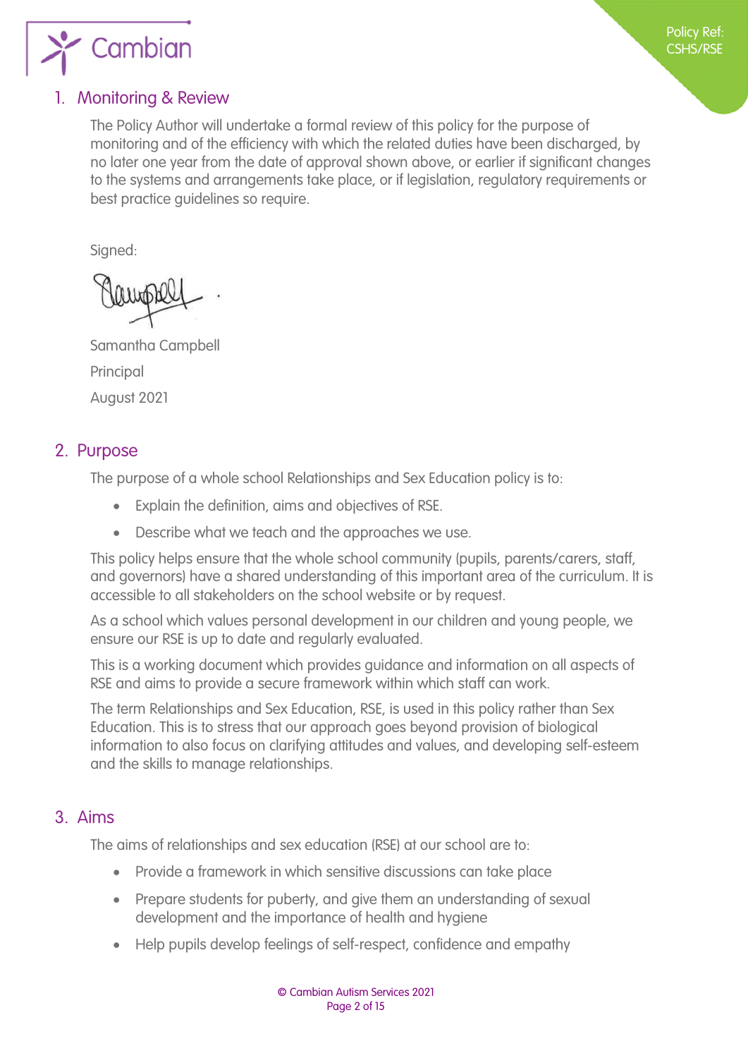## 1. Monitoring & Review

The Policy Author will undertake a formal review of this policy for the purpose of monitoring and of the efficiency with which the related duties have been discharged, by no later one year from the date of approval shown above, or earlier if significant changes to the systems and arrangements take place, or if legislation, regulatory requirements or best practice guidelines so require.

Signed:

Samantha Campbell

Principal

August 2021

## 2. Purpose

The purpose of a whole school Relationships and Sex Education policy is to:

- Explain the definition, aims and objectives of RSE.
- Describe what we teach and the approaches we use.

This policy helps ensure that the whole school community (pupils, parents/carers, staff, and governors) have a shared understanding of this important area of the curriculum. It is accessible to all stakeholders on the school website or by request.

As a school which values personal development in our children and young people, we ensure our RSE is up to date and regularly evaluated.

This is a working document which provides guidance and information on all aspects of RSE and aims to provide a secure framework within which staff can work.

The term Relationships and Sex Education, RSE, is used in this policy rather than Sex Education. This is to stress that our approach goes beyond provision of biological information to also focus on clarifying attitudes and values, and developing self-esteem and the skills to manage relationships.

## 3. Aims

The aims of relationships and sex education (RSE) at our school are to:

- Provide a framework in which sensitive discussions can take place
- Prepare students for puberty, and give them an understanding of sexual development and the importance of health and hygiene
- Help pupils develop feelings of self-respect, confidence and empathy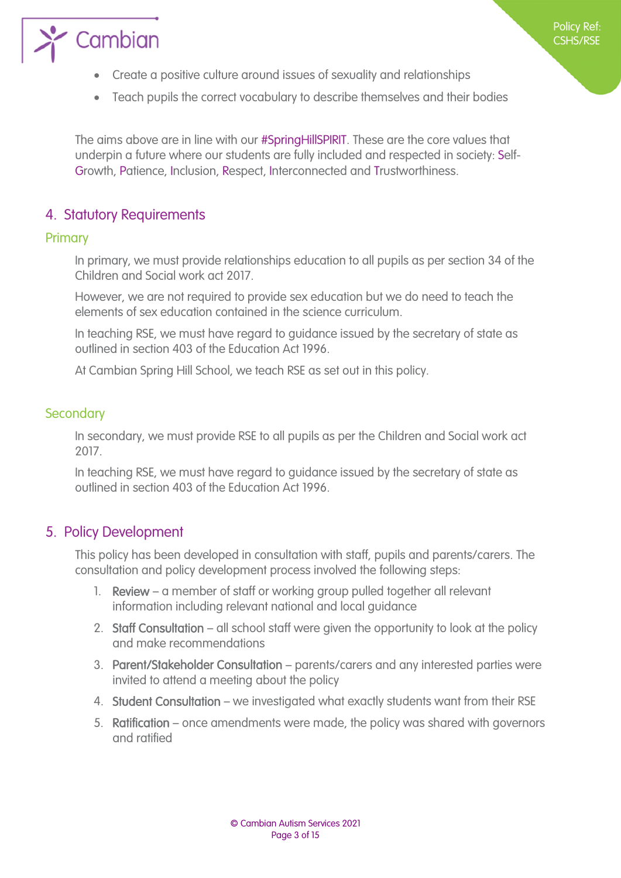- Create a positive culture around issues of sexuality and relationships
- Teach pupils the correct vocabulary to describe themselves and their bodies

The aims above are in line with our #SpringHillSPIRIT. These are the core values that underpin a future where our students are fully included and respected in society: Self-Growth, Patience, Inclusion, Respect, Interconnected and Trustworthiness.

## 4. Statutory Requirements

### Primary

In primary, we must provide relationships education to all pupils as per section 34 of the Children and Social work act 2017.

However, we are not required to provide sex education but we do need to teach the elements of sex education contained in the science curriculum.

In teaching RSE, we must have regard to guidance issued by the secretary of state as outlined in section 403 of the Education Act 1996.

At Cambian Spring Hill School, we teach RSE as set out in this policy.

### Secondary

In secondary, we must provide RSE to all pupils as per the Children and Social work act 2017.

In teaching RSE, we must have regard to guidance issued by the secretary of state as outlined in section 403 of the Education Act 1996.

## 5. Policy Development

This policy has been developed in consultation with staff, pupils and parents/carers. The consultation and policy development process involved the following steps:

1. **Review** – a member of staff or working group pulled together all relevant information including relevant national and local guidance
2. **Staff Consultation** – all school staff were given the opportunity to look at the policy and make recommendations
3. **Parent/Stakeholder Consultation** – parents/carers and any interested parties were invited to attend a meeting about the policy
4. **Student Consultation** – we investigated what exactly students want from their RSE
5. **Ratification** – once amendments were made, the policy was shared with governors and ratified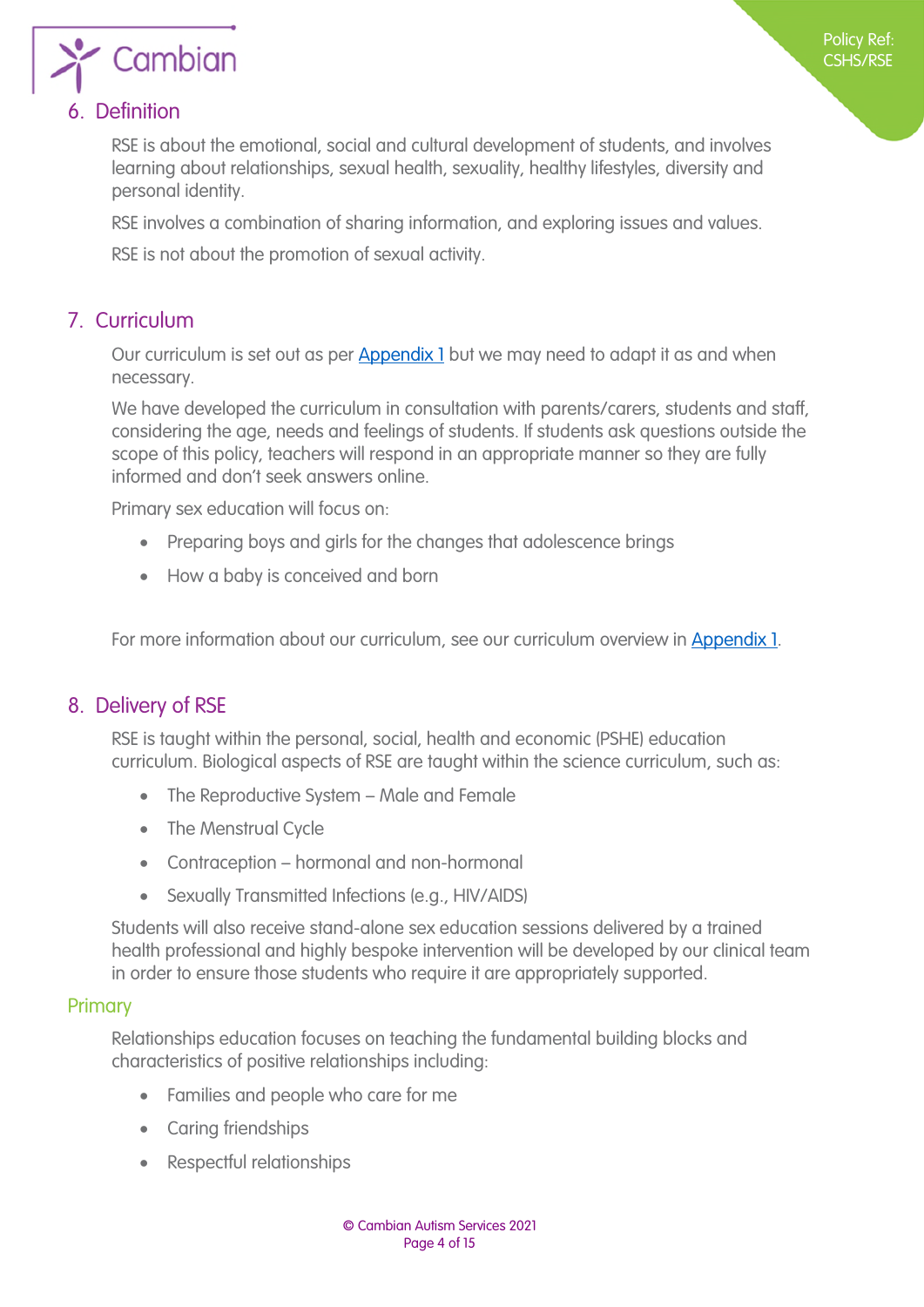## 6. Definition

RSE is about the emotional, social and cultural development of students, and involves learning about relationships, sexual health, sexuality, healthy lifestyles, diversity and personal identity.

RSE involves a combination of sharing information, and exploring issues and values.

RSE is not about the promotion of sexual activity.

## 7. Curriculum

Our curriculum is set out as per Appendix 1 but we may need to adapt it as and when necessary.

We have developed the curriculum in consultation with parents/carers, students and staff, considering the age, needs and feelings of students. If students ask questions outside the scope of this policy, teachers will respond in an appropriate manner so they are fully informed and don't seek answers online.

Primary sex education will focus on:

- Preparing boys and girls for the changes that adolescence brings
- How a baby is conceived and born

For more information about our curriculum, see our curriculum overview in Appendix 1.

## 8. Delivery of RSE

RSE is taught within the personal, social, health and economic (PSHE) education curriculum. Biological aspects of RSE are taught within the science curriculum, such as:

- The Reproductive System – Male and Female
- The Menstrual Cycle
- Contraception – hormonal and non-hormonal
- Sexually Transmitted Infections (e.g., HIV/AIDS)

Students will also receive stand-alone sex education sessions delivered by a trained health professional and highly bespoke intervention will be developed by our clinical team in order to ensure those students who require it are appropriately supported.

### Primary

Relationships education focuses on teaching the fundamental building blocks and characteristics of positive relationships including:

- Families and people who care for me
- Caring friendships
- Respectful relationships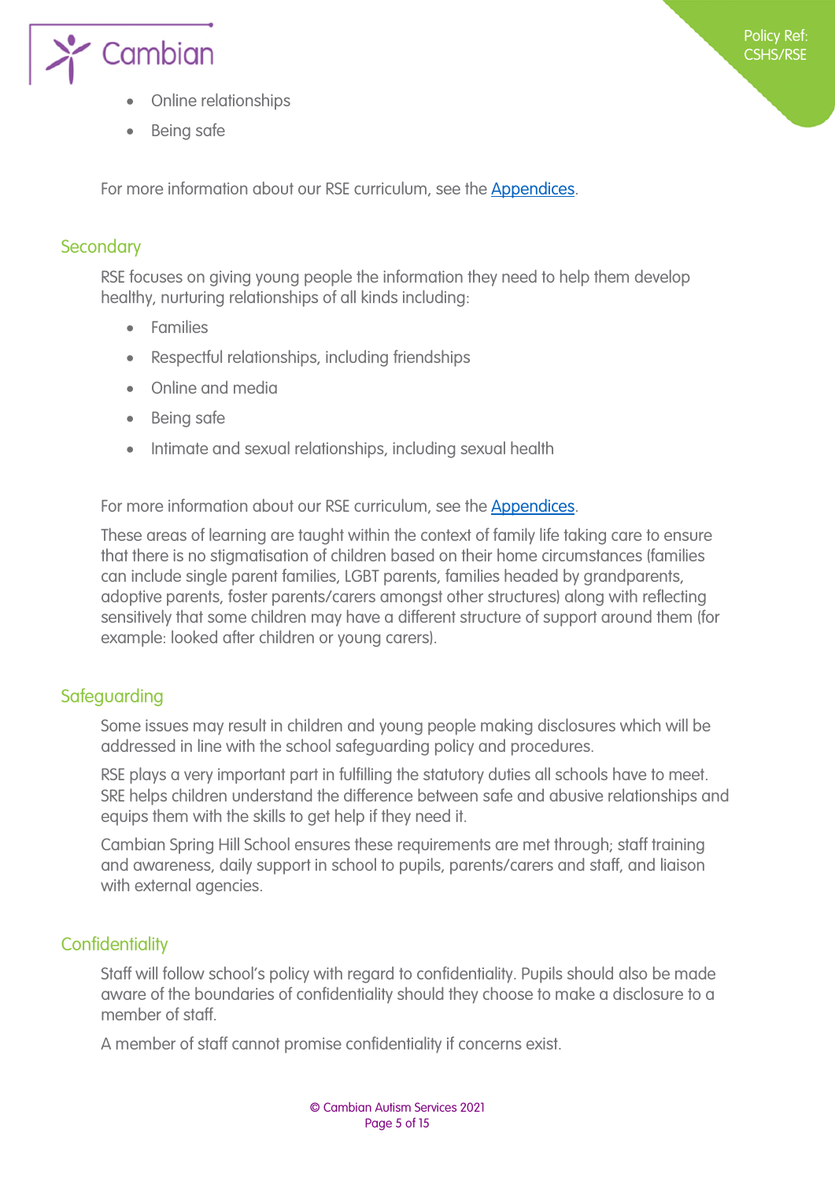- Online relationships
- Being safe

For more information about our RSE curriculum, see the [Appendices](#).

## Secondary

RSE focuses on giving young people the information they need to help them develop healthy, nurturing relationships of all kinds including:

- Families
- Respectful relationships, including friendships
- Online and media
- Being safe
- Intimate and sexual relationships, including sexual health

For more information about our RSE curriculum, see the [Appendices](#).

These areas of learning are taught within the context of family life taking care to ensure that there is no stigmatisation of children based on their home circumstances (families can include single parent families, LGBT parents, families headed by grandparents, adoptive parents, foster parents/carers amongst other structures) along with reflecting sensitively that some children may have a different structure of support around them (for example: looked after children or young carers).

## Safeguarding

Some issues may result in children and young people making disclosures which will be addressed in line with the school safeguarding policy and procedures.

RSE plays a very important part in fulfilling the statutory duties all schools have to meet. SRE helps children understand the difference between safe and abusive relationships and equips them with the skills to get help if they need it.

Cambian Spring Hill School ensures these requirements are met through; staff training and awareness, daily support in school to pupils, parents/carers and staff, and liaison with external agencies.

## Confidentiality

Staff will follow school's policy with regard to confidentiality. Pupils should also be made aware of the boundaries of confidentiality should they choose to make a disclosure to a member of staff.

A member of staff cannot promise confidentiality if concerns exist.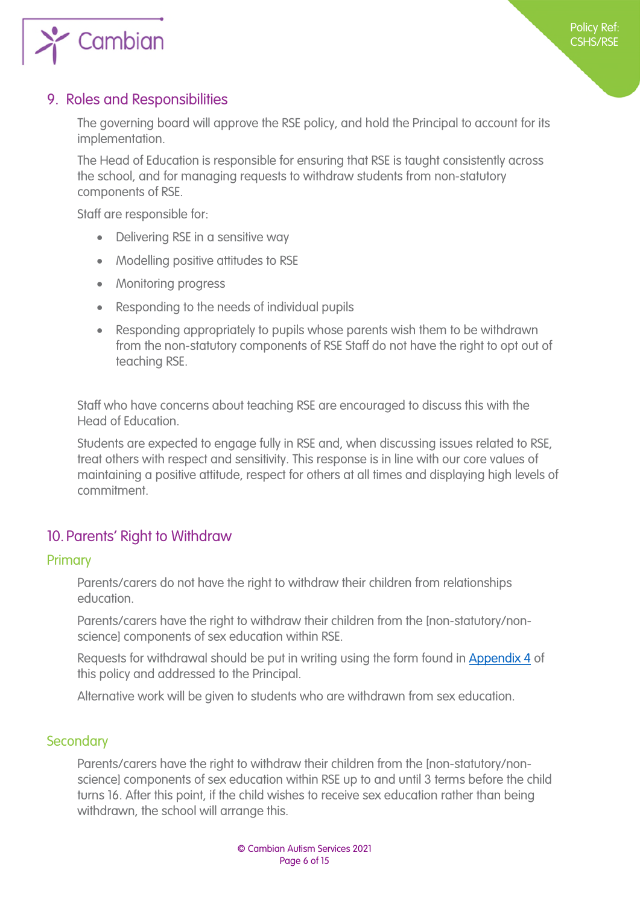## 9. Roles and Responsibilities

The governing board will approve the RSE policy, and hold the Principal to account for its implementation.

The Head of Education is responsible for ensuring that RSE is taught consistently across the school, and for managing requests to withdraw students from non-statutory components of RSE.

Staff are responsible for:

- Delivering RSE in a sensitive way
- Modelling positive attitudes to RSE
- Monitoring progress
- Responding to the needs of individual pupils
- Responding appropriately to pupils whose parents wish them to be withdrawn from the non-statutory components of RSE Staff do not have the right to opt out of teaching RSE.

Staff who have concerns about teaching RSE are encouraged to discuss this with the Head of Education.

Students are expected to engage fully in RSE and, when discussing issues related to RSE, treat others with respect and sensitivity. This response is in line with our core values of maintaining a positive attitude, respect for others at all times and displaying high levels of commitment.

## 10. Parents' Right to Withdraw

### Primary

Parents/carers do not have the right to withdraw their children from relationships education.

Parents/carers have the right to withdraw their children from the [non-statutory/non-science] components of sex education within RSE.

Requests for withdrawal should be put in writing using the form found in Appendix 4 of this policy and addressed to the Principal.

Alternative work will be given to students who are withdrawn from sex education.

### Secondary

Parents/carers have the right to withdraw their children from the [non-statutory/non-science] components of sex education within RSE up to and until 3 terms before the child turns 16. After this point, if the child wishes to receive sex education rather than being withdrawn, the school will arrange this.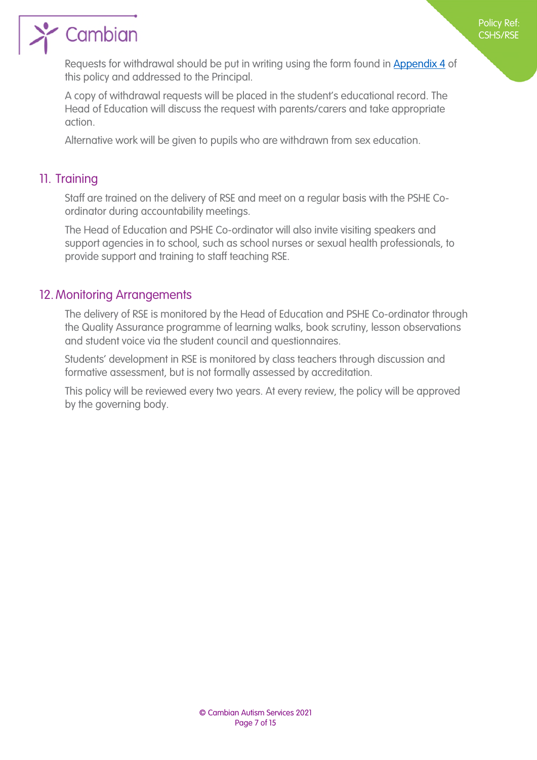Requests for withdrawal should be put in writing using the form found in Appendix 4 of this policy and addressed to the Principal.

A copy of withdrawal requests will be placed in the student's educational record. The Head of Education will discuss the request with parents/carers and take appropriate action.

Alternative work will be given to pupils who are withdrawn from sex education.

## 11. Training

Staff are trained on the delivery of RSE and meet on a regular basis with the PSHE Co-ordinator during accountability meetings.

The Head of Education and PSHE Co-ordinator will also invite visiting speakers and support agencies in to school, such as school nurses or sexual health professionals, to provide support and training to staff teaching RSE.

## 12. Monitoring Arrangements

The delivery of RSE is monitored by the Head of Education and PSHE Co-ordinator through the Quality Assurance programme of learning walks, book scrutiny, lesson observations and student voice via the student council and questionnaires.

Students' development in RSE is monitored by class teachers through discussion and formative assessment, but is not formally assessed by accreditation.

This policy will be reviewed every two years. At every review, the policy will be approved by the governing body.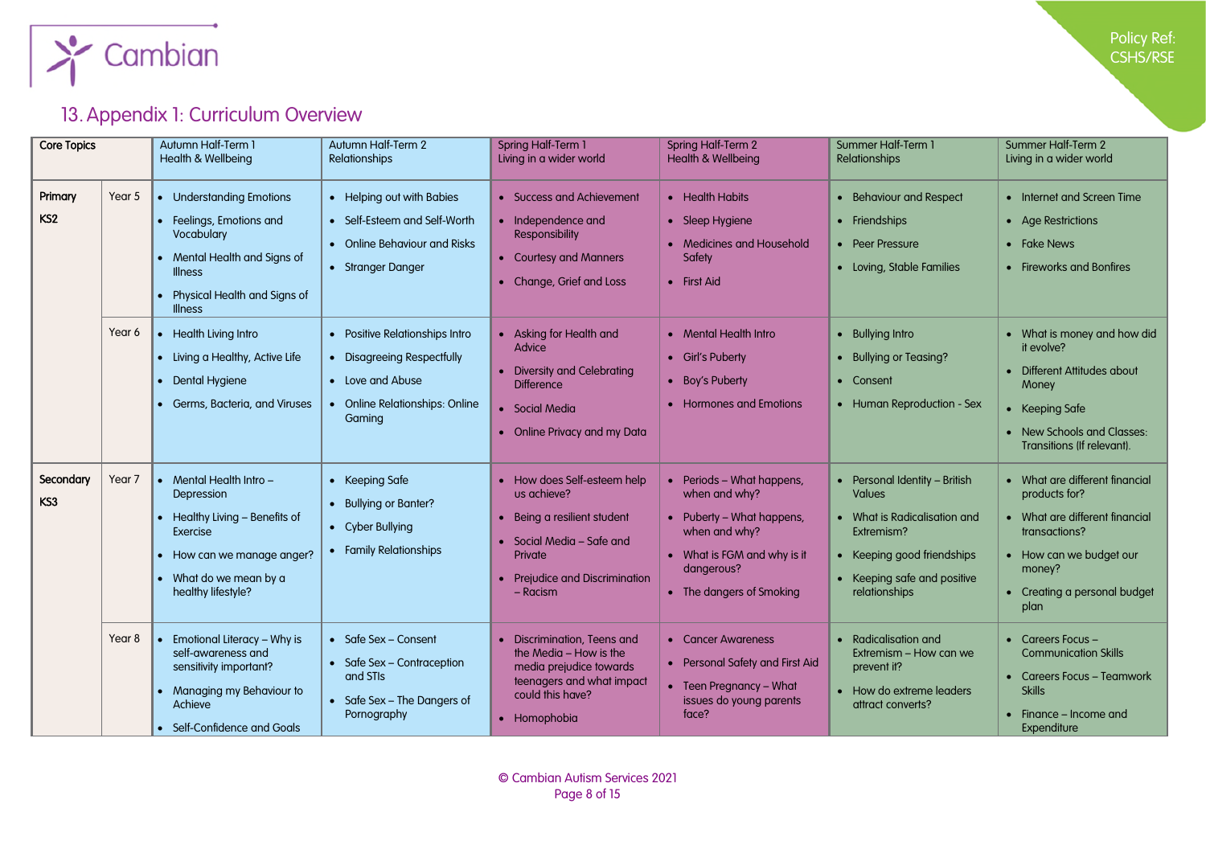## 13. Appendix 1: Curriculum Overview

| Core Topics | | Autumn Half-Term 1 Health & Wellbeing | Autumn Half-Term 2 Relationships | Spring Half-Term 1 Living in a wider world | Spring Half-Term 2 Health & Wellbeing | Summer Half-Term 1 Relationships | Summer Half-Term 2 Living in a wider world |
|---|---|---|---|---|---|---|---|
| Primary KS2 | Year 5 | • Understanding Emotions<br>• Feelings, Emotions and Vocabulary<br>• Mental Health and Signs of Illness<br>• Physical Health and Signs of Illness | • Helping out with Babies<br>• Self-Esteem and Self-Worth<br>• Online Behaviour and Risks<br>• Stranger Danger | • Success and Achievement<br>• Independence and Responsibility<br>• Courtesy and Manners<br>• Change, Grief and Loss | • Health Habits<br>• Sleep Hygiene<br>• Medicines and Household Safety<br>• First Aid | • Behaviour and Respect<br>• Friendships<br>• Peer Pressure<br>• Loving, Stable Families | • Internet and Screen Time<br>• Age Restrictions<br>• Fake News<br>• Fireworks and Bonfires |
| | Year 6 | • Health Living Intro<br>• Living a Healthy, Active Life<br>• Dental Hygiene<br>• Germs, Bacteria, and Viruses | • Positive Relationships Intro<br>• Disagreeing Respectfully<br>• Love and Abuse<br>• Online Relationships: Online Gaming | • Asking for Health and Advice<br>• Diversity and Celebrating Difference<br>• Social Media<br>• Online Privacy and my Data | • Mental Health Intro<br>• Girl's Puberty<br>• Boy's Puberty<br>• Hormones and Emotions | • Bullying Intro<br>• Bullying or Teasing?<br>• Consent<br>• Human Reproduction - Sex | • What is money and how did it evolve?<br>• Different Attitudes about Money<br>• Keeping Safe<br>• New Schools and Classes: Transitions (If relevant). |
| Secondary KS3 | Year 7 | • Mental Health Intro – Depression<br>• Healthy Living – Benefits of Exercise<br>• How can we manage anger?<br>• What do we mean by a healthy lifestyle? | • Keeping Safe<br>• Bullying or Banter?<br>• Cyber Bullying<br>• Family Relationships | • How does Self-esteem help us achieve?<br>• Being a resilient student<br>• Social Media – Safe and Private<br>• Prejudice and Discrimination – Racism | • Periods – What happens, when and why?<br>• Puberty – What happens, when and why?<br>• What is FGM and why is it dangerous?<br>• The dangers of Smoking | • Personal Identity – British Values<br>• What is Radicalisation and Extremism?<br>• Keeping good friendships<br>• Keeping safe and positive relationships | • What are different financial products for?<br>• What are different financial transactions?<br>• How can we budget our money?<br>• Creating a personal budget plan |
| | Year 8 | • Emotional Literacy – Why is self-awareness and sensitivity important?<br>• Managing my Behaviour to Achieve<br>• Self-Confidence and Goals | • Safe Sex – Consent<br>• Safe Sex – Contraception and STIs<br>• Safe Sex – The Dangers of Pornography | • Discrimination, Teens and the Media – How is the media prejudice towards teenagers and what impact could this have?<br>• Homophobia | • Cancer Awareness<br>• Personal Safety and First Aid<br>• Teen Pregnancy – What issues do young parents face? | • Radicalisation and Extremism – How can we prevent it?<br>• How do extreme leaders attract converts? | • Careers Focus – Communication Skills<br>• Careers Focus – Teamwork Skills<br>• Finance – Income and Expenditure |

© Cambian Autism Services 2021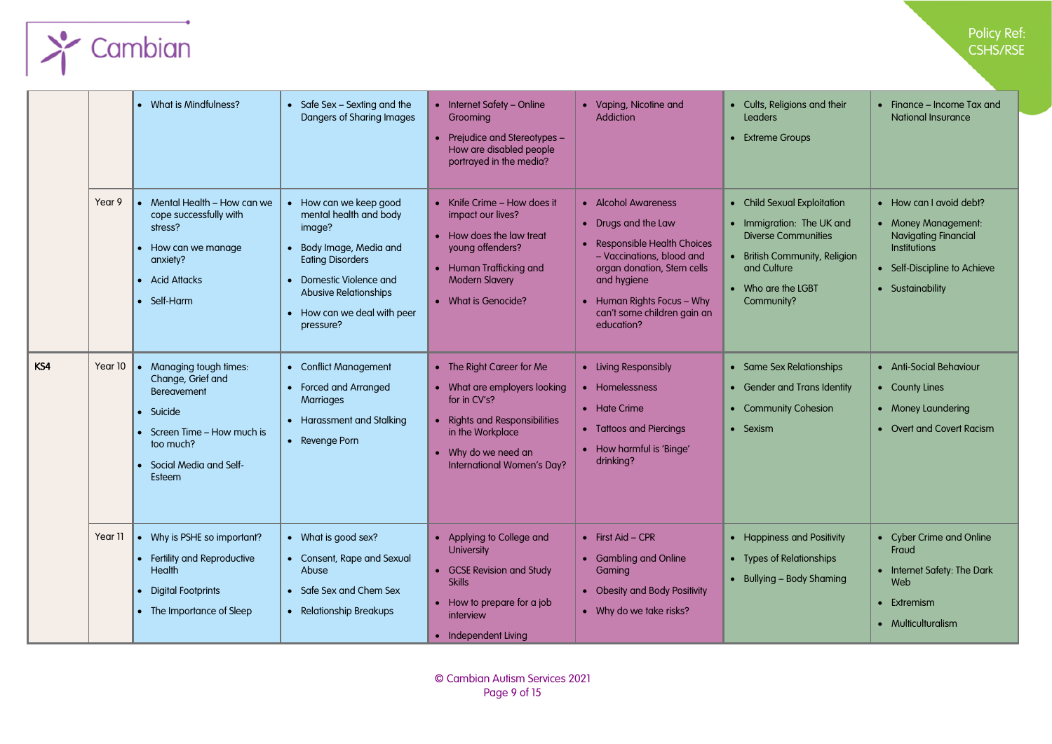| | | | | | | | |
|---|---|---|---|---|---|---|---|
| | | • What is Mindfulness? | • Safe Sex – Sexting and the Dangers of Sharing Images | • Internet Safety – Online Grooming<br>• Prejudice and Stereotypes – How are disabled people portrayed in the media? | • Vaping, Nicotine and Addiction | • Cults, Religions and their Leaders<br>• Extreme Groups | • Finance – Income Tax and National Insurance |
| | Year 9 | • Mental Health – How can we cope successfully with stress?<br>• How can we manage anxiety?<br>• Acid Attacks<br>• Self-Harm | • How can we keep good mental health and body image?<br>• Body Image, Media and Eating Disorders<br>• Domestic Violence and Abusive Relationships<br>• How can we deal with peer pressure? | • Knife Crime – How does it impact our lives?<br>• How does the law treat young offenders?<br>• Human Trafficking and Modern Slavery<br>• What is Genocide? | • Alcohol Awareness<br>• Drugs and the Law<br>• Responsible Health Choices – Vaccinations, blood and organ donation, Stem cells and hygiene<br>• Human Rights Focus – Why can't some children gain an education? | • Child Sexual Exploitation<br>• Immigration: The UK and Diverse Communities<br>• British Community, Religion and Culture<br>• Who are the LGBT Community? | • How can I avoid debt?<br>• Money Management: Navigating Financial Institutions<br>• Self-Discipline to Achieve<br>• Sustainability |
| KS4 | Year 10 | • Managing tough times: Change, Grief and Bereavement<br>• Suicide<br>• Screen Time – How much is too much?<br>• Social Media and Self-Esteem | • Conflict Management<br>• Forced and Arranged Marriages<br>• Harassment and Stalking<br>• Revenge Porn | • The Right Career for Me<br>• What are employers looking for in CV's?<br>• Rights and Responsibilities in the Workplace<br>• Why do we need an International Women's Day? | • Living Responsibly<br>• Homelessness<br>• Hate Crime<br>• Tattoos and Piercings<br>• How harmful is 'Binge' drinking? | • Same Sex Relationships<br>• Gender and Trans Identity<br>• Community Cohesion<br>• Sexism | • Anti-Social Behaviour<br>• County Lines<br>• Money Laundering<br>• Overt and Covert Racism |
| | Year 11 | • Why is PSHE so important?<br>• Fertility and Reproductive Health<br>• Digital Footprints<br>• The Importance of Sleep | • What is good sex?<br>• Consent, Rape and Sexual Abuse<br>• Safe Sex and Chem Sex<br>• Relationship Breakups | • Applying to College and University<br>• GCSE Revision and Study Skills<br>• How to prepare for a job interview<br>• Independent Living | • First Aid – CPR<br>• Gambling and Online Gaming<br>• Obesity and Body Positivity<br>• Why do we take risks? | • Happiness and Positivity<br>• Types of Relationships<br>• Bullying – Body Shaming | • Cyber Crime and Online Fraud<br>• Internet Safety: The Dark Web<br>• Extremism<br>• Multiculturalism |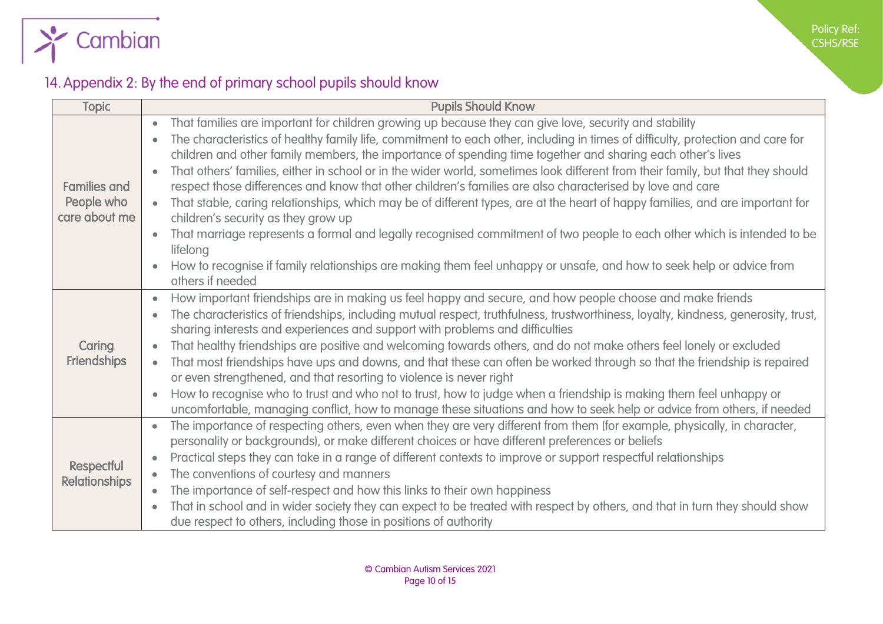## 14. Appendix 2: By the end of primary school pupils should know

| Topic | Pupils Should Know |
|---|---|
| Families and People who care about me | • That families are important for children growing up because they can give love, security and stability<br>• The characteristics of healthy family life, commitment to each other, including in times of difficulty, protection and care for children and other family members, the importance of spending time together and sharing each other's lives<br>• That others' families, either in school or in the wider world, sometimes look different from their family, but that they should respect those differences and know that other children's families are also characterised by love and care<br>• That stable, caring relationships, which may be of different types, are at the heart of happy families, and are important for children's security as they grow up<br>• That marriage represents a formal and legally recognised commitment of two people to each other which is intended to be lifelong<br>• How to recognise if family relationships are making them feel unhappy or unsafe, and how to seek help or advice from others if needed |
| Caring Friendships | • How important friendships are in making us feel happy and secure, and how people choose and make friends<br>• The characteristics of friendships, including mutual respect, truthfulness, trustworthiness, loyalty, kindness, generosity, trust, sharing interests and experiences and support with problems and difficulties<br>• That healthy friendships are positive and welcoming towards others, and do not make others feel lonely or excluded<br>• That most friendships have ups and downs, and that these can often be worked through so that the friendship is repaired or even strengthened, and that resorting to violence is never right<br>• How to recognise who to trust and who not to trust, how to judge when a friendship is making them feel unhappy or uncomfortable, managing conflict, how to manage these situations and how to seek help or advice from others, if needed |
| Respectful Relationships | • The importance of respecting others, even when they are very different from them (for example, physically, in character, personality or backgrounds), or make different choices or have different preferences or beliefs<br>• Practical steps they can take in a range of different contexts to improve or support respectful relationships<br>• The conventions of courtesy and manners<br>• The importance of self-respect and how this links to their own happiness<br>• That in school and in wider society they can expect to be treated with respect by others, and that in turn they should show due respect to others, including those in positions of authority |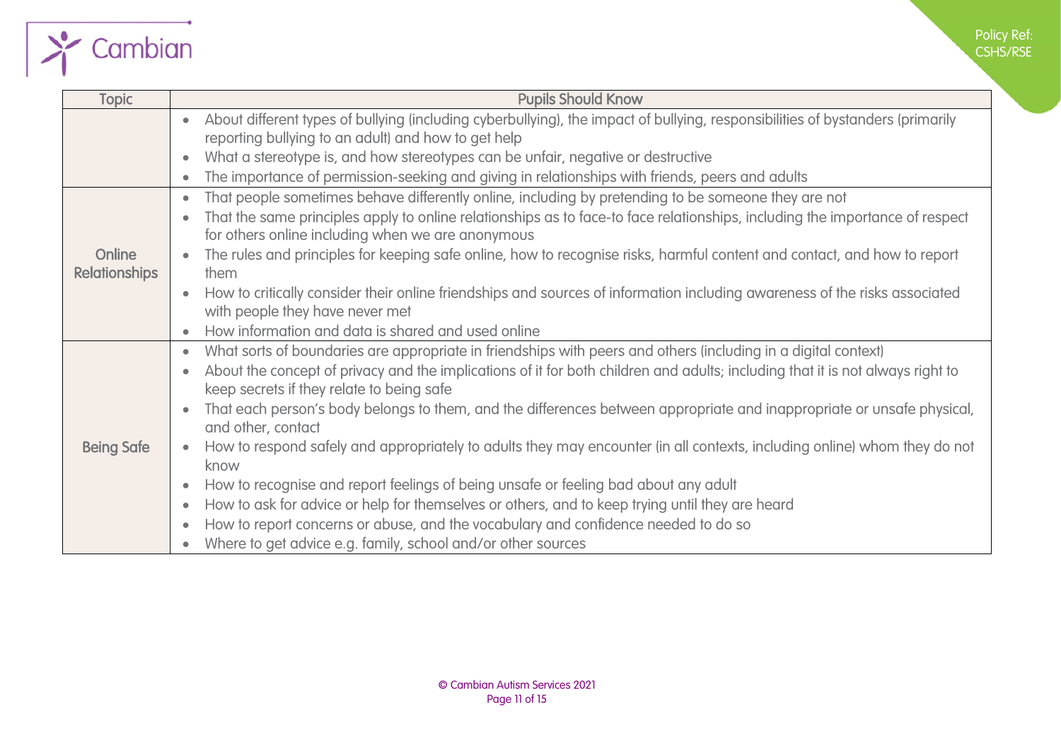| Topic | Pupils Should Know |
|---|---|
| | • About different types of bullying (including cyberbullying), the impact of bullying, responsibilities of bystanders (primarily reporting bullying to an adult) and how to get help<br>• What a stereotype is, and how stereotypes can be unfair, negative or destructive<br>• The importance of permission-seeking and giving in relationships with friends, peers and adults |
| Online Relationships | • That people sometimes behave differently online, including by pretending to be someone they are not<br>• That the same principles apply to online relationships as to face-to face relationships, including the importance of respect for others online including when we are anonymous<br>• The rules and principles for keeping safe online, how to recognise risks, harmful content and contact, and how to report them<br>• How to critically consider their online friendships and sources of information including awareness of the risks associated with people they have never met<br>• How information and data is shared and used online |
| Being Safe | • What sorts of boundaries are appropriate in friendships with peers and others (including in a digital context)<br>• About the concept of privacy and the implications of it for both children and adults; including that it is not always right to keep secrets if they relate to being safe<br>• That each person's body belongs to them, and the differences between appropriate and inappropriate or unsafe physical, and other, contact<br>• How to respond safely and appropriately to adults they may encounter (in all contexts, including online) whom they do not know<br>• How to recognise and report feelings of being unsafe or feeling bad about any adult<br>• How to ask for advice or help for themselves or others, and to keep trying until they are heard<br>• How to report concerns or abuse, and the vocabulary and confidence needed to do so<br>• Where to get advice e.g. family, school and/or other sources |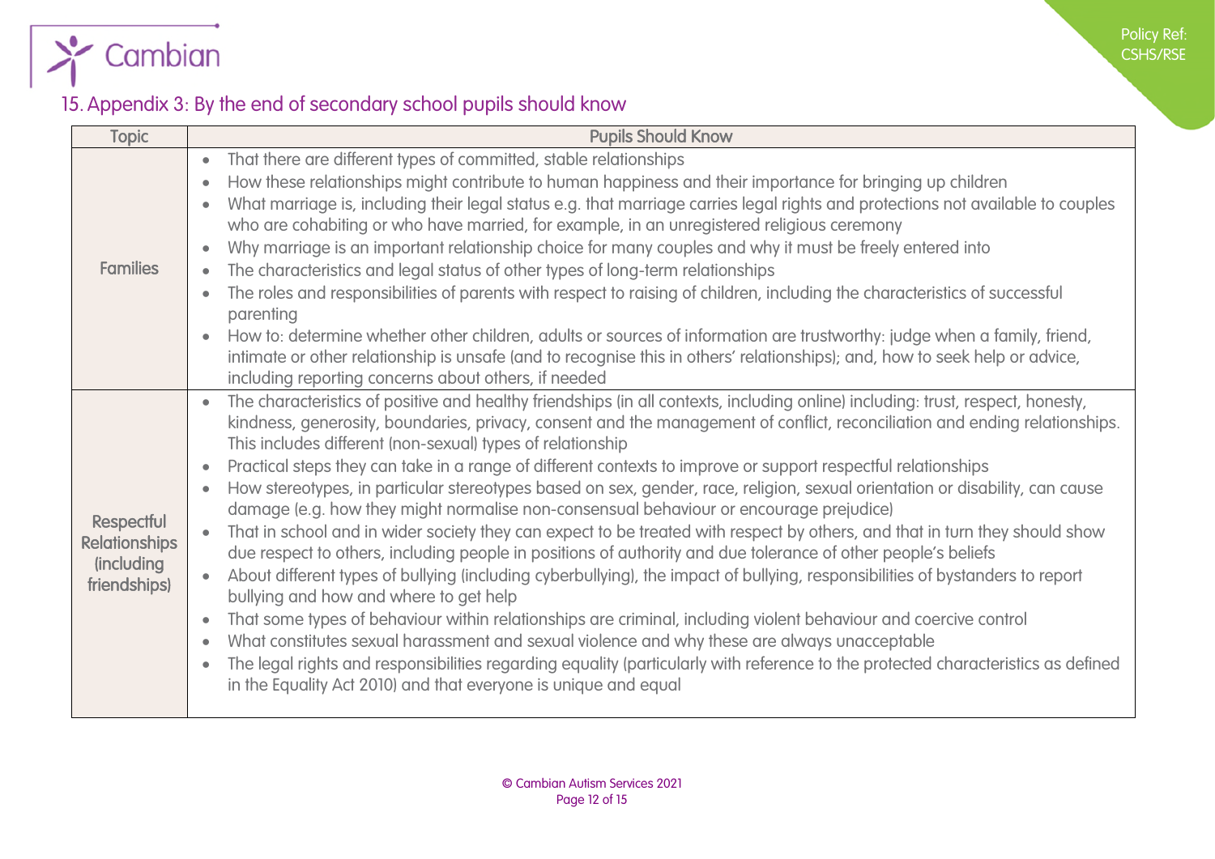## 15. Appendix 3: By the end of secondary school pupils should know

| Topic | Pupils Should Know |
|---|---|
| Families | • That there are different types of committed, stable relationships<br>• How these relationships might contribute to human happiness and their importance for bringing up children<br>• What marriage is, including their legal status e.g. that marriage carries legal rights and protections not available to couples who are cohabiting or who have married, for example, in an unregistered religious ceremony<br>• Why marriage is an important relationship choice for many couples and why it must be freely entered into<br>• The characteristics and legal status of other types of long-term relationships<br>• The roles and responsibilities of parents with respect to raising of children, including the characteristics of successful parenting<br>• How to: determine whether other children, adults or sources of information are trustworthy: judge when a family, friend, intimate or other relationship is unsafe (and to recognise this in others' relationships); and, how to seek help or advice, including reporting concerns about others, if needed |
| Respectful Relationships (including friendships) | • The characteristics of positive and healthy friendships (in all contexts, including online) including: trust, respect, honesty, kindness, generosity, boundaries, privacy, consent and the management of conflict, reconciliation and ending relationships. This includes different (non-sexual) types of relationship<br>• Practical steps they can take in a range of different contexts to improve or support respectful relationships<br>• How stereotypes, in particular stereotypes based on sex, gender, race, religion, sexual orientation or disability, can cause damage (e.g. how they might normalise non-consensual behaviour or encourage prejudice)<br>• That in school and in wider society they can expect to be treated with respect by others, and that in turn they should show due respect to others, including people in positions of authority and due tolerance of other people's beliefs<br>• About different types of bullying (including cyberbullying), the impact of bullying, responsibilities of bystanders to report bullying and how and where to get help<br>• That some types of behaviour within relationships are criminal, including violent behaviour and coercive control<br>• What constitutes sexual harassment and sexual violence and why these are always unacceptable<br>• The legal rights and responsibilities regarding equality (particularly with reference to the protected characteristics as defined in the Equality Act 2010) and that everyone is unique and equal |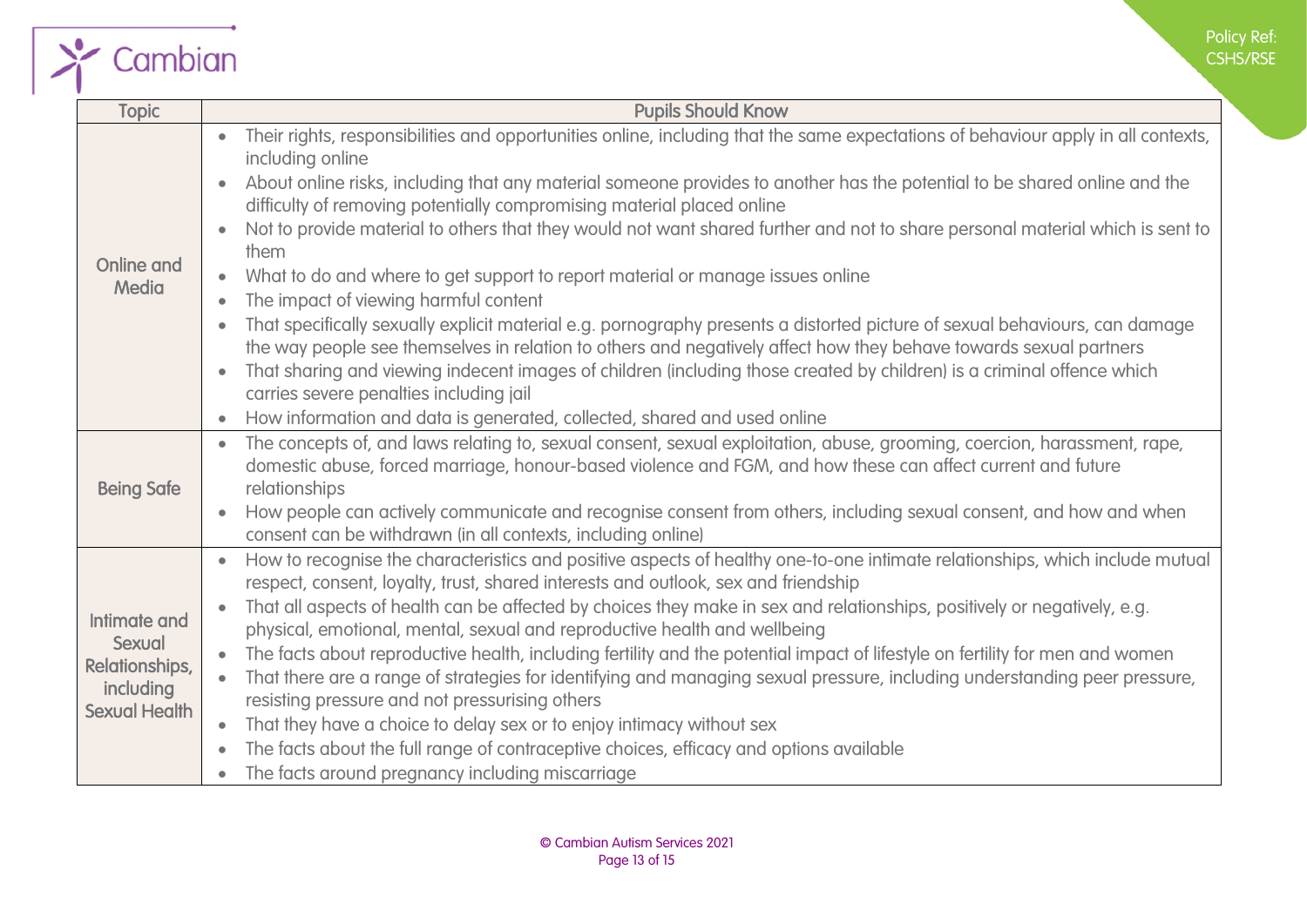| Topic | Pupils Should Know |
|---|---|
| Online and Media | • Their rights, responsibilities and opportunities online, including that the same expectations of behaviour apply in all contexts, including online<br>• About online risks, including that any material someone provides to another has the potential to be shared online and the difficulty of removing potentially compromising material placed online<br>• Not to provide material to others that they would not want shared further and not to share personal material which is sent to them<br>• What to do and where to get support to report material or manage issues online<br>• The impact of viewing harmful content<br>• That specifically sexually explicit material e.g. pornography presents a distorted picture of sexual behaviours, can damage the way people see themselves in relation to others and negatively affect how they behave towards sexual partners<br>• That sharing and viewing indecent images of children (including those created by children) is a criminal offence which carries severe penalties including jail<br>• How information and data is generated, collected, shared and used online |
| Being Safe | • The concepts of, and laws relating to, sexual consent, sexual exploitation, abuse, grooming, coercion, harassment, rape, domestic abuse, forced marriage, honour-based violence and FGM, and how these can affect current and future relationships<br>• How people can actively communicate and recognise consent from others, including sexual consent, and how and when consent can be withdrawn (in all contexts, including online) |
| Intimate and Sexual Relationships, including Sexual Health | • How to recognise the characteristics and positive aspects of healthy one-to-one intimate relationships, which include mutual respect, consent, loyalty, trust, shared interests and outlook, sex and friendship<br>• That all aspects of health can be affected by choices they make in sex and relationships, positively or negatively, e.g. physical, emotional, mental, sexual and reproductive health and wellbeing<br>• The facts about reproductive health, including fertility and the potential impact of lifestyle on fertility for men and women<br>• That there are a range of strategies for identifying and managing sexual pressure, including understanding peer pressure, resisting pressure and not pressurising others<br>• That they have a choice to delay sex or to enjoy intimacy without sex<br>• The facts about the full range of contraceptive choices, efficacy and options available<br>• The facts around pregnancy including miscarriage |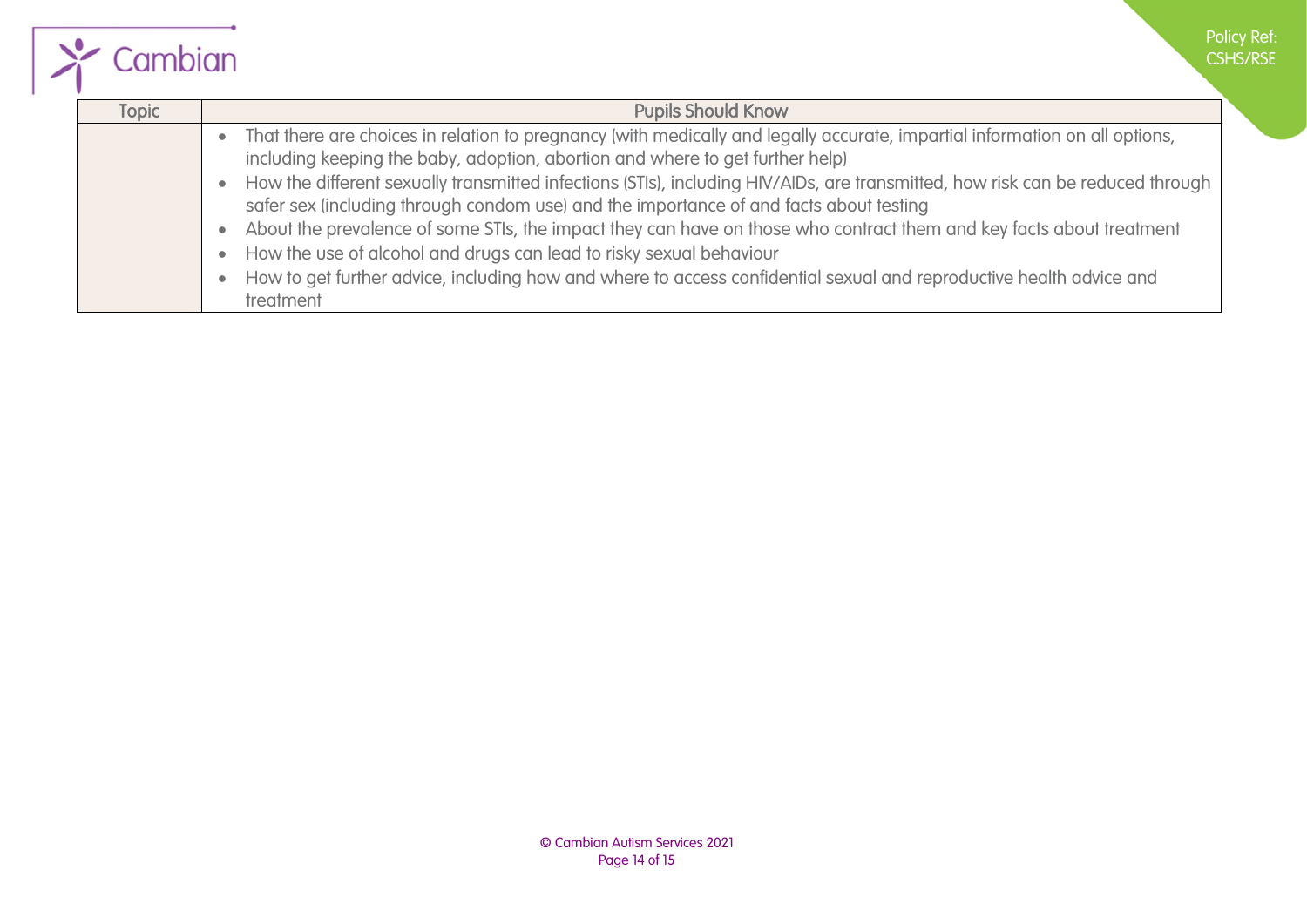| Topic | Pupils Should Know |
| --- | --- |
| | • That there are choices in relation to pregnancy (with medically and legally accurate, impartial information on all options, including keeping the baby, adoption, abortion and where to get further help)<br>• How the different sexually transmitted infections (STIs), including HIV/AIDs, are transmitted, how risk can be reduced through safer sex (including through condom use) and the importance of and facts about testing<br>• About the prevalence of some STIs, the impact they can have on those who contract them and key facts about treatment<br>• How the use of alcohol and drugs can lead to risky sexual behaviour<br>• How to get further advice, including how and where to access confidential sexual and reproductive health advice and treatment |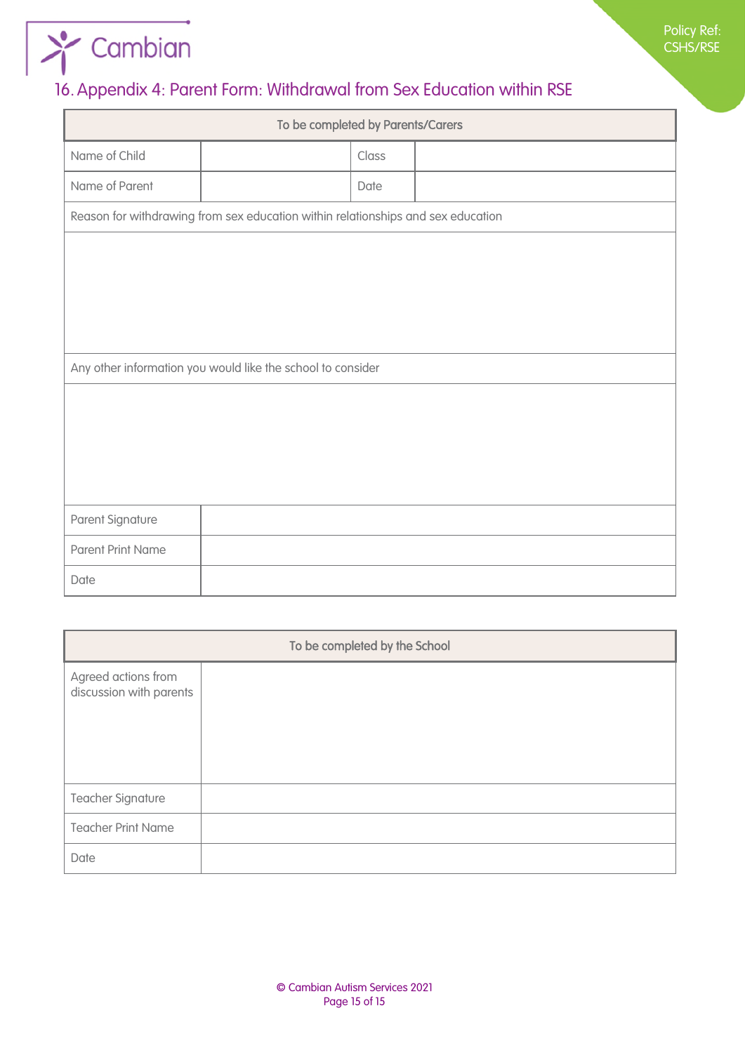## 16. Appendix 4: Parent Form: Withdrawal from Sex Education within RSE

| To be completed by Parents/Carers | | | |
|---|---|---|---|
| Name of Child | | Class | |
| Name of Parent | | Date | |
| Reason for withdrawing from sex education within relationships and sex education | | | |
| | | | |
| Any other information you would like the school to consider | | | |
| | | | |
| Parent Signature | | | |
| Parent Print Name | | | |
| Date | | | |

| To be completed by the School | |
|---|---|
| Agreed actions from discussion with parents | |
| Teacher Signature | |
| Teacher Print Name | |
| Date | |

© Cambian Autism Services 2021